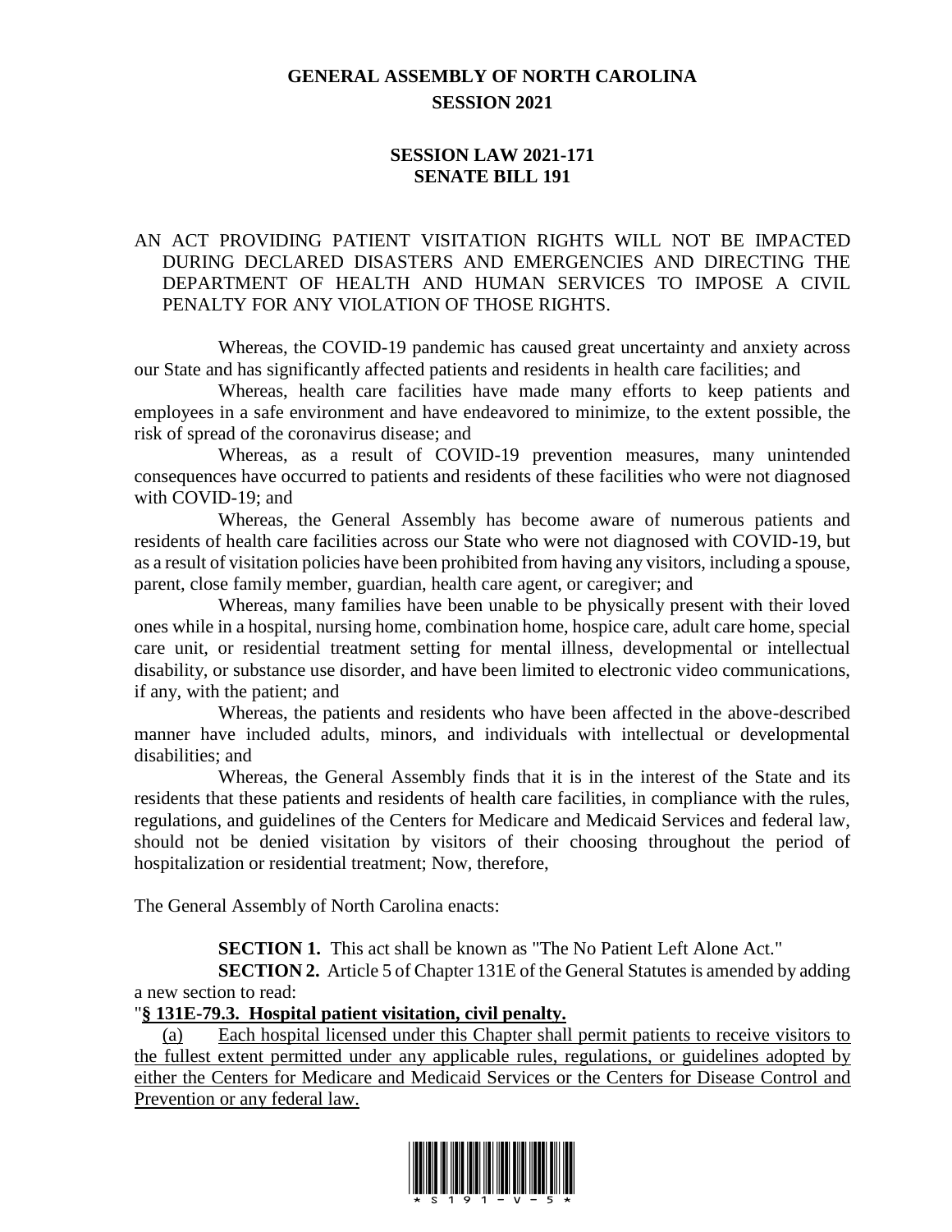# GENERAL ASSEMBLY OF NORTH CAROLINA
## SESSION 2021

## SESSION LAW 2021-171
## SENATE BILL 191

AN ACT PROVIDING PATIENT VISITATION RIGHTS WILL NOT BE IMPACTED DURING DECLARED DISASTERS AND EMERGENCIES AND DIRECTING THE DEPARTMENT OF HEALTH AND HUMAN SERVICES TO IMPOSE A CIVIL PENALTY FOR ANY VIOLATION OF THOSE RIGHTS.

Whereas, the COVID-19 pandemic has caused great uncertainty and anxiety across our State and has significantly affected patients and residents in health care facilities; and

Whereas, health care facilities have made many efforts to keep patients and employees in a safe environment and have endeavored to minimize, to the extent possible, the risk of spread of the coronavirus disease; and

Whereas, as a result of COVID-19 prevention measures, many unintended consequences have occurred to patients and residents of these facilities who were not diagnosed with COVID-19; and

Whereas, the General Assembly has become aware of numerous patients and residents of health care facilities across our State who were not diagnosed with COVID-19, but as a result of visitation policies have been prohibited from having any visitors, including a spouse, parent, close family member, guardian, health care agent, or caregiver; and

Whereas, many families have been unable to be physically present with their loved ones while in a hospital, nursing home, combination home, hospice care, adult care home, special care unit, or residential treatment setting for mental illness, developmental or intellectual disability, or substance use disorder, and have been limited to electronic video communications, if any, with the patient; and

Whereas, the patients and residents who have been affected in the above-described manner have included adults, minors, and individuals with intellectual or developmental disabilities; and

Whereas, the General Assembly finds that it is in the interest of the State and its residents that these patients and residents of health care facilities, in compliance with the rules, regulations, and guidelines of the Centers for Medicare and Medicaid Services and federal law, should not be denied visitation by visitors of their choosing throughout the period of hospitalization or residential treatment; Now, therefore,

The General Assembly of North Carolina enacts:

**SECTION 1.** This act shall be known as "The No Patient Left Alone Act."

**SECTION 2.** Article 5 of Chapter 131E of the General Statutes is amended by adding a new section to read:

"**§ 131E-79.3. Hospital patient visitation, civil penalty.**

(a) Each hospital licensed under this Chapter shall permit patients to receive visitors to the fullest extent permitted under any applicable rules, regulations, or guidelines adopted by either the Centers for Medicare and Medicaid Services or the Centers for Disease Control and Prevention or any federal law.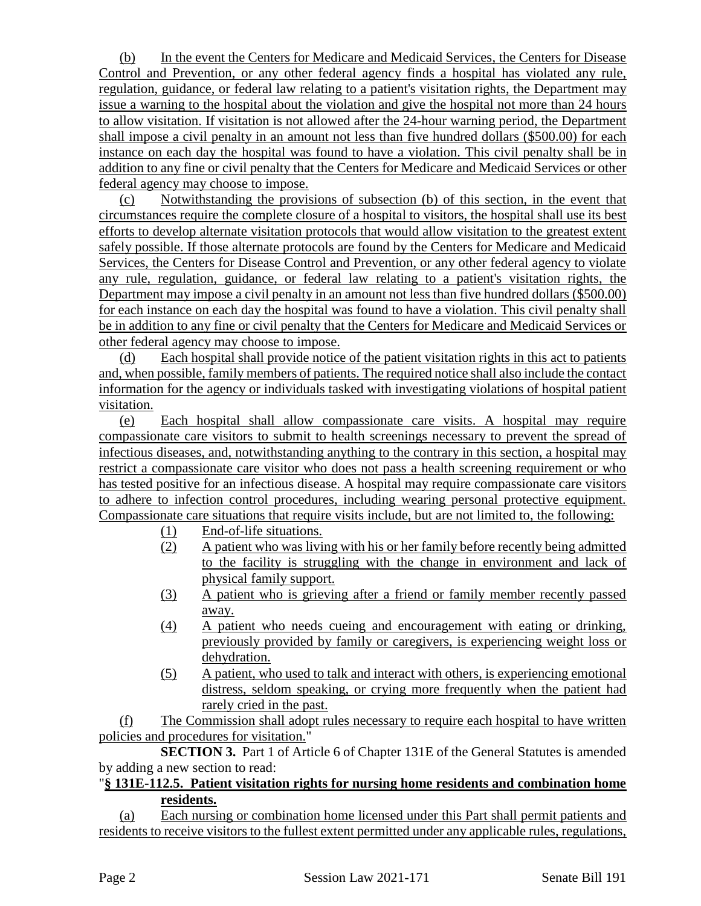(b) In the event the Centers for Medicare and Medicaid Services, the Centers for Disease Control and Prevention, or any other federal agency finds a hospital has violated any rule, regulation, guidance, or federal law relating to a patient's visitation rights, the Department may issue a warning to the hospital about the violation and give the hospital not more than 24 hours to allow visitation. If visitation is not allowed after the 24-hour warning period, the Department shall impose a civil penalty in an amount not less than five hundred dollars ($500.00) for each instance on each day the hospital was found to have a violation. This civil penalty shall be in addition to any fine or civil penalty that the Centers for Medicare and Medicaid Services or other federal agency may choose to impose.

(c) Notwithstanding the provisions of subsection (b) of this section, in the event that circumstances require the complete closure of a hospital to visitors, the hospital shall use its best efforts to develop alternate visitation protocols that would allow visitation to the greatest extent safely possible. If those alternate protocols are found by the Centers for Medicare and Medicaid Services, the Centers for Disease Control and Prevention, or any other federal agency to violate any rule, regulation, guidance, or federal law relating to a patient's visitation rights, the Department may impose a civil penalty in an amount not less than five hundred dollars ($500.00) for each instance on each day the hospital was found to have a violation. This civil penalty shall be in addition to any fine or civil penalty that the Centers for Medicare and Medicaid Services or other federal agency may choose to impose.

(d) Each hospital shall provide notice of the patient visitation rights in this act to patients and, when possible, family members of patients. The required notice shall also include the contact information for the agency or individuals tasked with investigating violations of hospital patient visitation.

(e) Each hospital shall allow compassionate care visits. A hospital may require compassionate care visitors to submit to health screenings necessary to prevent the spread of infectious diseases, and, notwithstanding anything to the contrary in this section, a hospital may restrict a compassionate care visitor who does not pass a health screening requirement or who has tested positive for an infectious disease. A hospital may require compassionate care visitors to adhere to infection control procedures, including wearing personal protective equipment. Compassionate care situations that require visits include, but are not limited to, the following:

(1) End-of-life situations.
(2) A patient who was living with his or her family before recently being admitted to the facility is struggling with the change in environment and lack of physical family support.
(3) A patient who is grieving after a friend or family member recently passed away.
(4) A patient who needs cueing and encouragement with eating or drinking, previously provided by family or caregivers, is experiencing weight loss or dehydration.
(5) A patient, who used to talk and interact with others, is experiencing emotional distress, seldom speaking, or crying more frequently when the patient had rarely cried in the past.

(f) The Commission shall adopt rules necessary to require each hospital to have written policies and procedures for visitation."

**SECTION 3.** Part 1 of Article 6 of Chapter 131E of the General Statutes is amended by adding a new section to read:

"**§ 131E-112.5. Patient visitation rights for nursing home residents and combination home residents.**

(a) Each nursing or combination home licensed under this Part shall permit patients and residents to receive visitors to the fullest extent permitted under any applicable rules, regulations,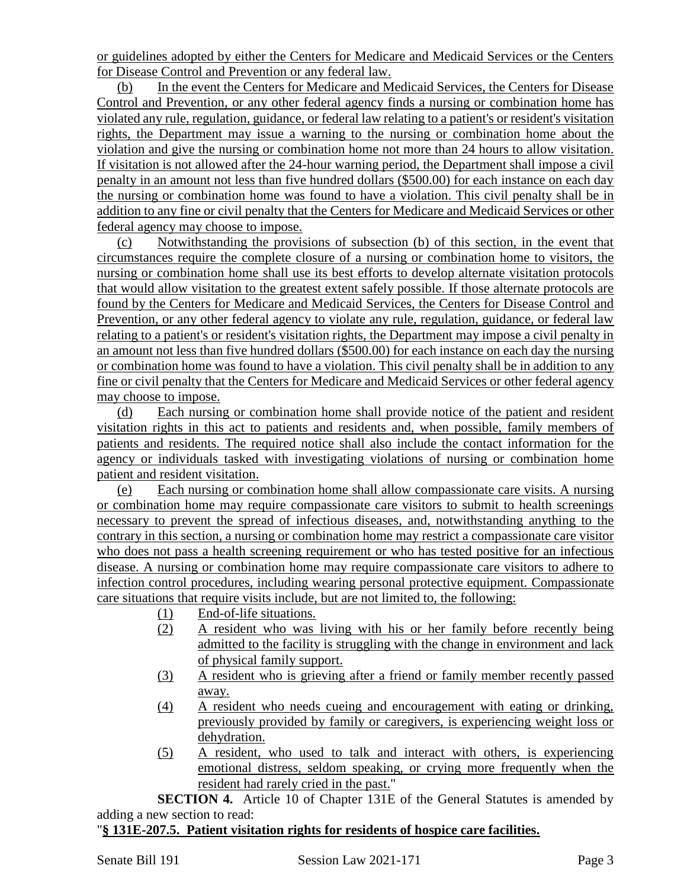or guidelines adopted by either the Centers for Medicare and Medicaid Services or the Centers for Disease Control and Prevention or any federal law.

(b) In the event the Centers for Medicare and Medicaid Services, the Centers for Disease Control and Prevention, or any other federal agency finds a nursing or combination home has violated any rule, regulation, guidance, or federal law relating to a patient's or resident's visitation rights, the Department may issue a warning to the nursing or combination home about the violation and give the nursing or combination home not more than 24 hours to allow visitation. If visitation is not allowed after the 24-hour warning period, the Department shall impose a civil penalty in an amount not less than five hundred dollars ($500.00) for each instance on each day the nursing or combination home was found to have a violation. This civil penalty shall be in addition to any fine or civil penalty that the Centers for Medicare and Medicaid Services or other federal agency may choose to impose.

(c) Notwithstanding the provisions of subsection (b) of this section, in the event that circumstances require the complete closure of a nursing or combination home to visitors, the nursing or combination home shall use its best efforts to develop alternate visitation protocols that would allow visitation to the greatest extent safely possible. If those alternate protocols are found by the Centers for Medicare and Medicaid Services, the Centers for Disease Control and Prevention, or any other federal agency to violate any rule, regulation, guidance, or federal law relating to a patient's or resident's visitation rights, the Department may impose a civil penalty in an amount not less than five hundred dollars ($500.00) for each instance on each day the nursing or combination home was found to have a violation. This civil penalty shall be in addition to any fine or civil penalty that the Centers for Medicare and Medicaid Services or other federal agency may choose to impose.

(d) Each nursing or combination home shall provide notice of the patient and resident visitation rights in this act to patients and residents and, when possible, family members of patients and residents. The required notice shall also include the contact information for the agency or individuals tasked with investigating violations of nursing or combination home patient and resident visitation.

(e) Each nursing or combination home shall allow compassionate care visits. A nursing or combination home may require compassionate care visitors to submit to health screenings necessary to prevent the spread of infectious diseases, and, notwithstanding anything to the contrary in this section, a nursing or combination home may restrict a compassionate care visitor who does not pass a health screening requirement or who has tested positive for an infectious disease. A nursing or combination home may require compassionate care visitors to adhere to infection control procedures, including wearing personal protective equipment. Compassionate care situations that require visits include, but are not limited to, the following:

(1) End-of-life situations.
(2) A resident who was living with his or her family before recently being admitted to the facility is struggling with the change in environment and lack of physical family support.
(3) A resident who is grieving after a friend or family member recently passed away.
(4) A resident who needs cueing and encouragement with eating or drinking, previously provided by family or caregivers, is experiencing weight loss or dehydration.
(5) A resident, who used to talk and interact with others, is experiencing emotional distress, seldom speaking, or crying more frequently when the resident had rarely cried in the past."

**SECTION 4.** Article 10 of Chapter 131E of the General Statutes is amended by adding a new section to read:

"**§ 131E-207.5. Patient visitation rights for residents of hospice care facilities.**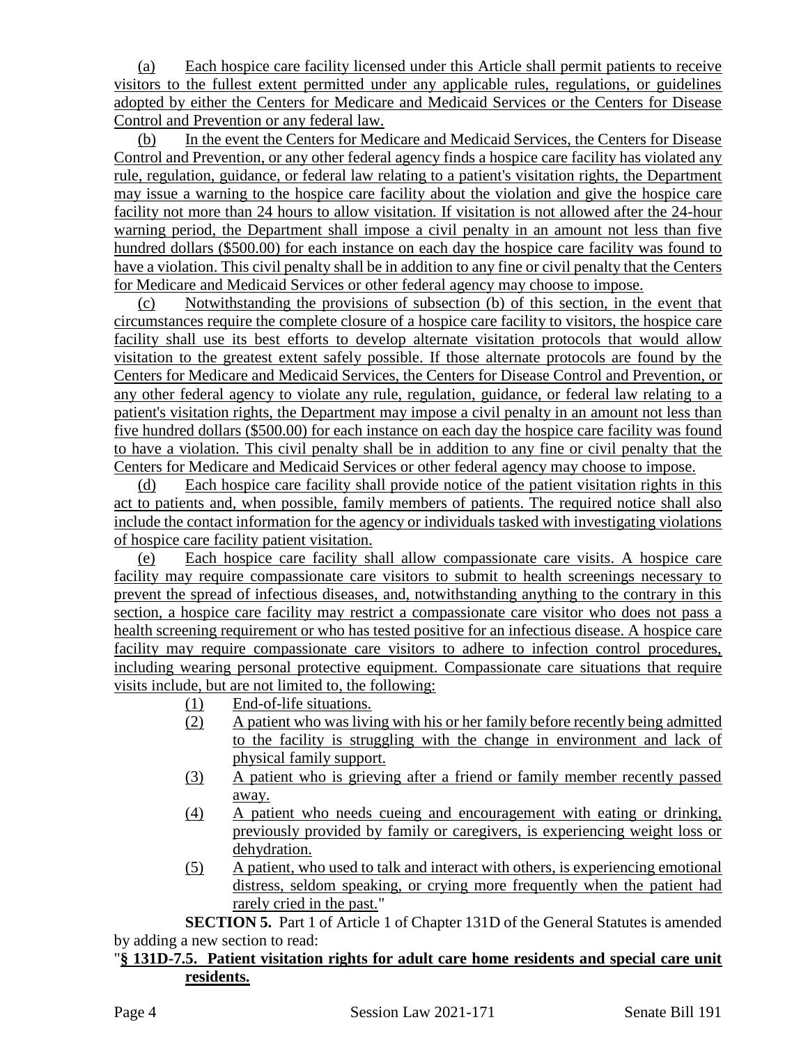(a) Each hospice care facility licensed under this Article shall permit patients to receive visitors to the fullest extent permitted under any applicable rules, regulations, or guidelines adopted by either the Centers for Medicare and Medicaid Services or the Centers for Disease Control and Prevention or any federal law.

(b) In the event the Centers for Medicare and Medicaid Services, the Centers for Disease Control and Prevention, or any other federal agency finds a hospice care facility has violated any rule, regulation, guidance, or federal law relating to a patient's visitation rights, the Department may issue a warning to the hospice care facility about the violation and give the hospice care facility not more than 24 hours to allow visitation. If visitation is not allowed after the 24-hour warning period, the Department shall impose a civil penalty in an amount not less than five hundred dollars ($500.00) for each instance on each day the hospice care facility was found to have a violation. This civil penalty shall be in addition to any fine or civil penalty that the Centers for Medicare and Medicaid Services or other federal agency may choose to impose.

(c) Notwithstanding the provisions of subsection (b) of this section, in the event that circumstances require the complete closure of a hospice care facility to visitors, the hospice care facility shall use its best efforts to develop alternate visitation protocols that would allow visitation to the greatest extent safely possible. If those alternate protocols are found by the Centers for Medicare and Medicaid Services, the Centers for Disease Control and Prevention, or any other federal agency to violate any rule, regulation, guidance, or federal law relating to a patient's visitation rights, the Department may impose a civil penalty in an amount not less than five hundred dollars ($500.00) for each instance on each day the hospice care facility was found to have a violation. This civil penalty shall be in addition to any fine or civil penalty that the Centers for Medicare and Medicaid Services or other federal agency may choose to impose.

(d) Each hospice care facility shall provide notice of the patient visitation rights in this act to patients and, when possible, family members of patients. The required notice shall also include the contact information for the agency or individuals tasked with investigating violations of hospice care facility patient visitation.

(e) Each hospice care facility shall allow compassionate care visits. A hospice care facility may require compassionate care visitors to submit to health screenings necessary to prevent the spread of infectious diseases, and, notwithstanding anything to the contrary in this section, a hospice care facility may restrict a compassionate care visitor who does not pass a health screening requirement or who has tested positive for an infectious disease. A hospice care facility may require compassionate care visitors to adhere to infection control procedures, including wearing personal protective equipment. Compassionate care situations that require visits include, but are not limited to, the following:

(1) End-of-life situations.
(2) A patient who was living with his or her family before recently being admitted to the facility is struggling with the change in environment and lack of physical family support.
(3) A patient who is grieving after a friend or family member recently passed away.
(4) A patient who needs cueing and encouragement with eating or drinking, previously provided by family or caregivers, is experiencing weight loss or dehydration.
(5) A patient, who used to talk and interact with others, is experiencing emotional distress, seldom speaking, or crying more frequently when the patient had rarely cried in the past."

**SECTION 5.** Part 1 of Article 1 of Chapter 131D of the General Statutes is amended by adding a new section to read:

"**§ 131D-7.5. Patient visitation rights for adult care home residents and special care unit residents.**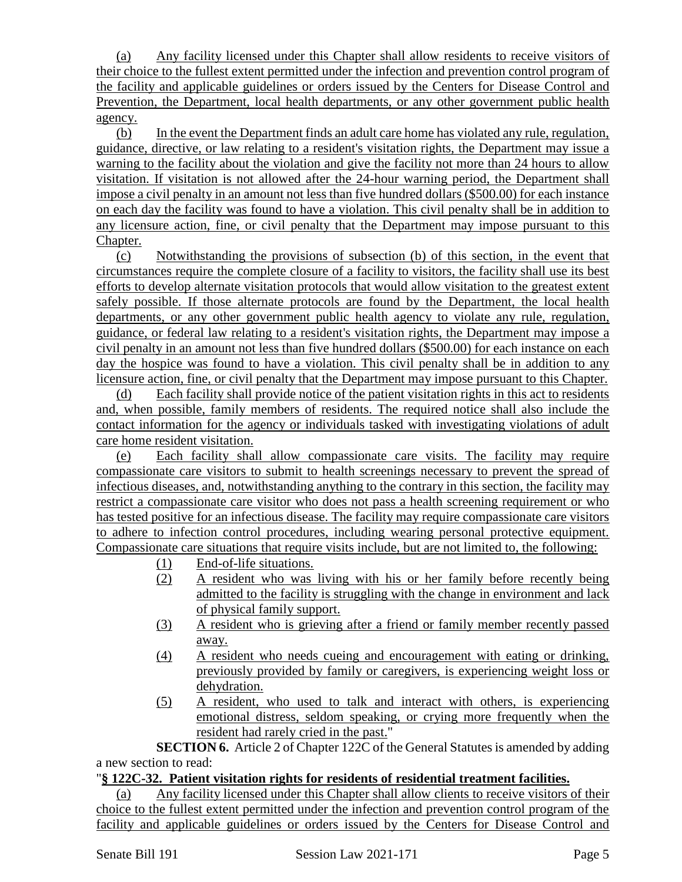(a) Any facility licensed under this Chapter shall allow residents to receive visitors of their choice to the fullest extent permitted under the infection and prevention control program of the facility and applicable guidelines or orders issued by the Centers for Disease Control and Prevention, the Department, local health departments, or any other government public health agency.

(b) In the event the Department finds an adult care home has violated any rule, regulation, guidance, directive, or law relating to a resident's visitation rights, the Department may issue a warning to the facility about the violation and give the facility not more than 24 hours to allow visitation. If visitation is not allowed after the 24-hour warning period, the Department shall impose a civil penalty in an amount not less than five hundred dollars ($500.00) for each instance on each day the facility was found to have a violation. This civil penalty shall be in addition to any licensure action, fine, or civil penalty that the Department may impose pursuant to this Chapter.

(c) Notwithstanding the provisions of subsection (b) of this section, in the event that circumstances require the complete closure of a facility to visitors, the facility shall use its best efforts to develop alternate visitation protocols that would allow visitation to the greatest extent safely possible. If those alternate protocols are found by the Department, the local health departments, or any other government public health agency to violate any rule, regulation, guidance, or federal law relating to a resident's visitation rights, the Department may impose a civil penalty in an amount not less than five hundred dollars ($500.00) for each instance on each day the hospice was found to have a violation. This civil penalty shall be in addition to any licensure action, fine, or civil penalty that the Department may impose pursuant to this Chapter.

(d) Each facility shall provide notice of the patient visitation rights in this act to residents and, when possible, family members of residents. The required notice shall also include the contact information for the agency or individuals tasked with investigating violations of adult care home resident visitation.

(e) Each facility shall allow compassionate care visits. The facility may require compassionate care visitors to submit to health screenings necessary to prevent the spread of infectious diseases, and, notwithstanding anything to the contrary in this section, the facility may restrict a compassionate care visitor who does not pass a health screening requirement or who has tested positive for an infectious disease. The facility may require compassionate care visitors to adhere to infection control procedures, including wearing personal protective equipment. Compassionate care situations that require visits include, but are not limited to, the following:

(1) End-of-life situations.
(2) A resident who was living with his or her family before recently being admitted to the facility is struggling with the change in environment and lack of physical family support.
(3) A resident who is grieving after a friend or family member recently passed away.
(4) A resident who needs cueing and encouragement with eating or drinking, previously provided by family or caregivers, is experiencing weight loss or dehydration.
(5) A resident, who used to talk and interact with others, is experiencing emotional distress, seldom speaking, or crying more frequently when the resident had rarely cried in the past."

**SECTION 6.** Article 2 of Chapter 122C of the General Statutes is amended by adding a new section to read:

"**§ 122C-32. Patient visitation rights for residents of residential treatment facilities.**

(a) Any facility licensed under this Chapter shall allow clients to receive visitors of their choice to the fullest extent permitted under the infection and prevention control program of the facility and applicable guidelines or orders issued by the Centers for Disease Control and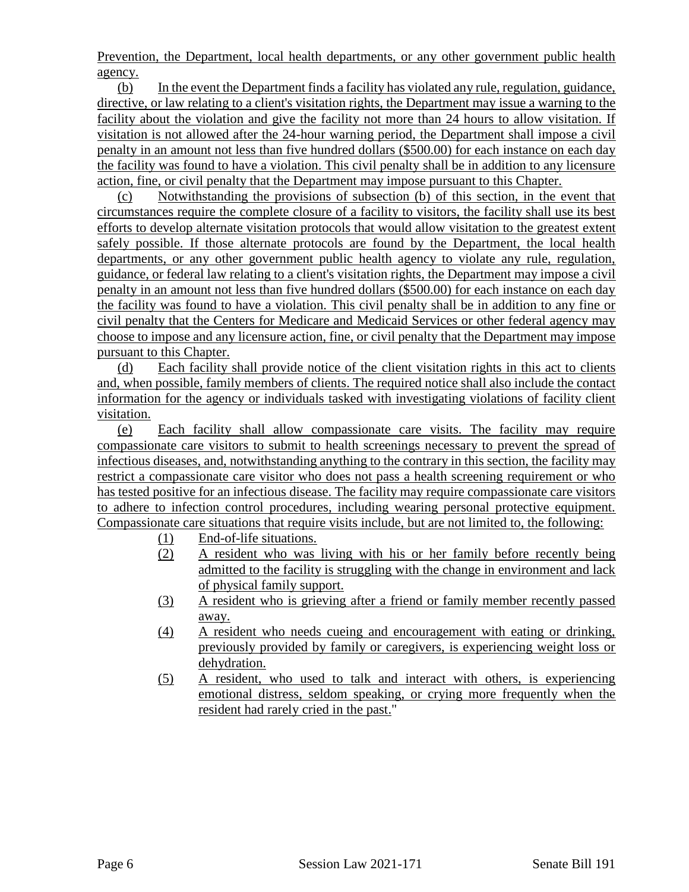Prevention, the Department, local health departments, or any other government public health agency.

(b) In the event the Department finds a facility has violated any rule, regulation, guidance, directive, or law relating to a client's visitation rights, the Department may issue a warning to the facility about the violation and give the facility not more than 24 hours to allow visitation. If visitation is not allowed after the 24-hour warning period, the Department shall impose a civil penalty in an amount not less than five hundred dollars ($500.00) for each instance on each day the facility was found to have a violation. This civil penalty shall be in addition to any licensure action, fine, or civil penalty that the Department may impose pursuant to this Chapter.

(c) Notwithstanding the provisions of subsection (b) of this section, in the event that circumstances require the complete closure of a facility to visitors, the facility shall use its best efforts to develop alternate visitation protocols that would allow visitation to the greatest extent safely possible. If those alternate protocols are found by the Department, the local health departments, or any other government public health agency to violate any rule, regulation, guidance, or federal law relating to a client's visitation rights, the Department may impose a civil penalty in an amount not less than five hundred dollars ($500.00) for each instance on each day the facility was found to have a violation. This civil penalty shall be in addition to any fine or civil penalty that the Centers for Medicare and Medicaid Services or other federal agency may choose to impose and any licensure action, fine, or civil penalty that the Department may impose pursuant to this Chapter.

(d) Each facility shall provide notice of the client visitation rights in this act to clients and, when possible, family members of clients. The required notice shall also include the contact information for the agency or individuals tasked with investigating violations of facility client visitation.

(e) Each facility shall allow compassionate care visits. The facility may require compassionate care visitors to submit to health screenings necessary to prevent the spread of infectious diseases, and, notwithstanding anything to the contrary in this section, the facility may restrict a compassionate care visitor who does not pass a health screening requirement or who has tested positive for an infectious disease. The facility may require compassionate care visitors to adhere to infection control procedures, including wearing personal protective equipment. Compassionate care situations that require visits include, but are not limited to, the following:

(1) End-of-life situations.
(2) A resident who was living with his or her family before recently being admitted to the facility is struggling with the change in environment and lack of physical family support.
(3) A resident who is grieving after a friend or family member recently passed away.
(4) A resident who needs cueing and encouragement with eating or drinking, previously provided by family or caregivers, is experiencing weight loss or dehydration.
(5) A resident, who used to talk and interact with others, is experiencing emotional distress, seldom speaking, or crying more frequently when the resident had rarely cried in the past."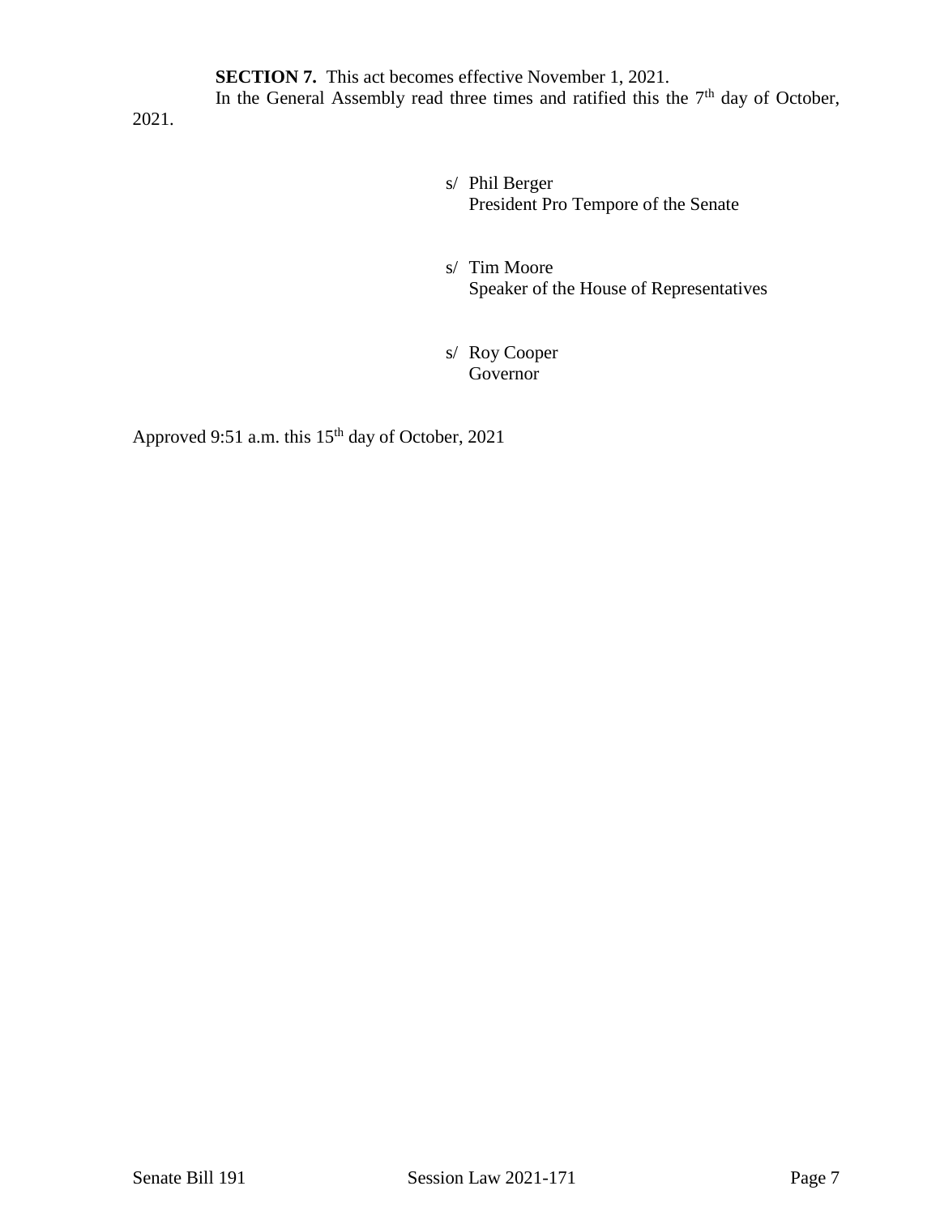**SECTION 7.** This act becomes effective November 1, 2021.

In the General Assembly read three times and ratified this the 7th day of October, 2021.

s/ Phil Berger
President Pro Tempore of the Senate

s/ Tim Moore
Speaker of the House of Representatives

s/ Roy Cooper
Governor

Approved 9:51 a.m. this 15th day of October, 2021